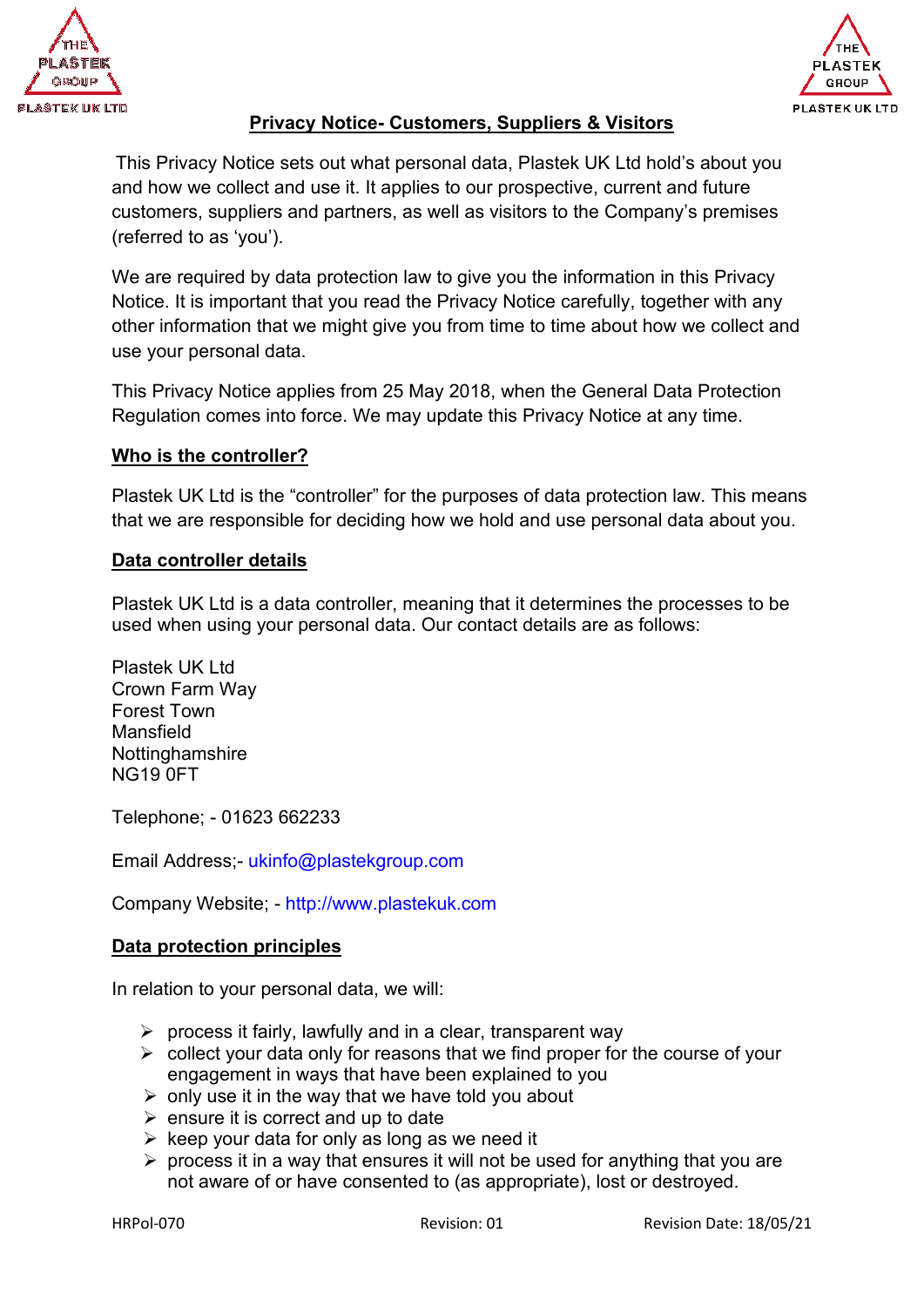# Privacy Notice- Customers, Suppliers & Visitors

This Privacy Notice sets out what personal data, Plastek UK Ltd hold's about you and how we collect and use it. It applies to our prospective, current and future customers, suppliers and partners, as well as visitors to the Company's premises (referred to as 'you').

We are required by data protection law to give you the information in this Privacy Notice. It is important that you read the Privacy Notice carefully, together with any other information that we might give you from time to time about how we collect and use your personal data.

This Privacy Notice applies from 25 May 2018, when the General Data Protection Regulation comes into force. We may update this Privacy Notice at any time.

## Who is the controller?

Plastek UK Ltd is the "controller" for the purposes of data protection law. This means that we are responsible for deciding how we hold and use personal data about you.

## Data controller details

Plastek UK Ltd is a data controller, meaning that it determines the processes to be used when using your personal data. Our contact details are as follows:

Plastek UK Ltd
Crown Farm Way
Forest Town
Mansfield
Nottinghamshire
NG19 0FT

Telephone; - 01623 662233

Email Address;- ukinfo@plastekgroup.com

Company Website; - http://www.plastekuk.com

## Data protection principles

In relation to your personal data, we will:

- process it fairly, lawfully and in a clear, transparent way
- collect your data only for reasons that we find proper for the course of your engagement in ways that have been explained to you
- only use it in the way that we have told you about
- ensure it is correct and up to date
- keep your data for only as long as we need it
- process it in a way that ensures it will not be used for anything that you are not aware of or have consented to (as appropriate), lost or destroyed.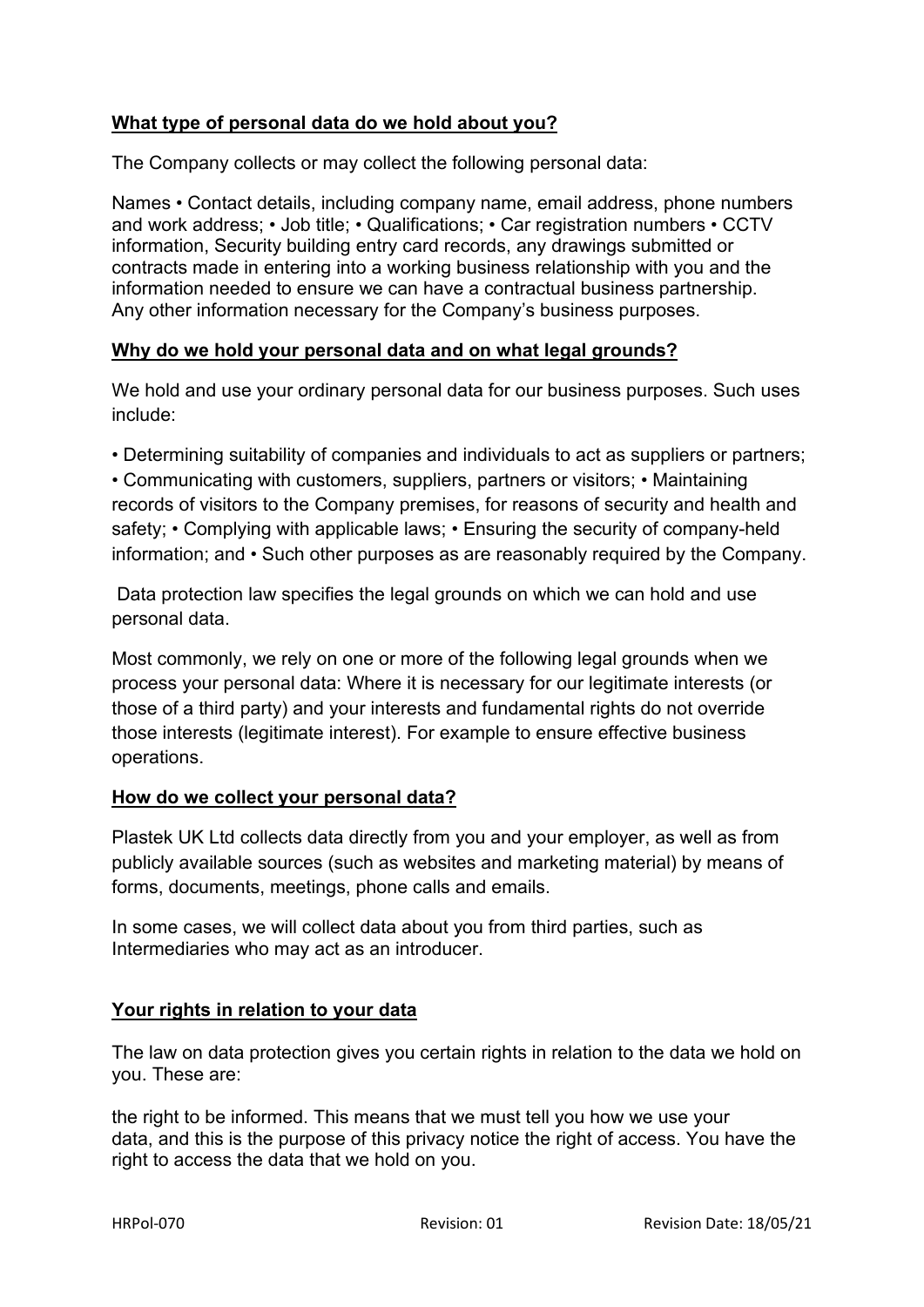## What type of personal data do we hold about you?

The Company collects or may collect the following personal data:

Names • Contact details, including company name, email address, phone numbers and work address; • Job title; • Qualifications; • Car registration numbers • CCTV information, Security building entry card records, any drawings submitted or contracts made in entering into a working business relationship with you and the information needed to ensure we can have a contractual business partnership. Any other information necessary for the Company's business purposes.

## Why do we hold your personal data and on what legal grounds?

We hold and use your ordinary personal data for our business purposes. Such uses include:

• Determining suitability of companies and individuals to act as suppliers or partners; • Communicating with customers, suppliers, partners or visitors; • Maintaining records of visitors to the Company premises, for reasons of security and health and safety; • Complying with applicable laws; • Ensuring the security of company-held information; and • Such other purposes as are reasonably required by the Company.

Data protection law specifies the legal grounds on which we can hold and use personal data.

Most commonly, we rely on one or more of the following legal grounds when we process your personal data: Where it is necessary for our legitimate interests (or those of a third party) and your interests and fundamental rights do not override those interests (legitimate interest). For example to ensure effective business operations.

## How do we collect your personal data?

Plastek UK Ltd collects data directly from you and your employer, as well as from publicly available sources (such as websites and marketing material) by means of forms, documents, meetings, phone calls and emails.

In some cases, we will collect data about you from third parties, such as Intermediaries who may act as an introducer.

## Your rights in relation to your data

The law on data protection gives you certain rights in relation to the data we hold on you. These are:

the right to be informed. This means that we must tell you how we use your data, and this is the purpose of this privacy notice the right of access. You have the right to access the data that we hold on you.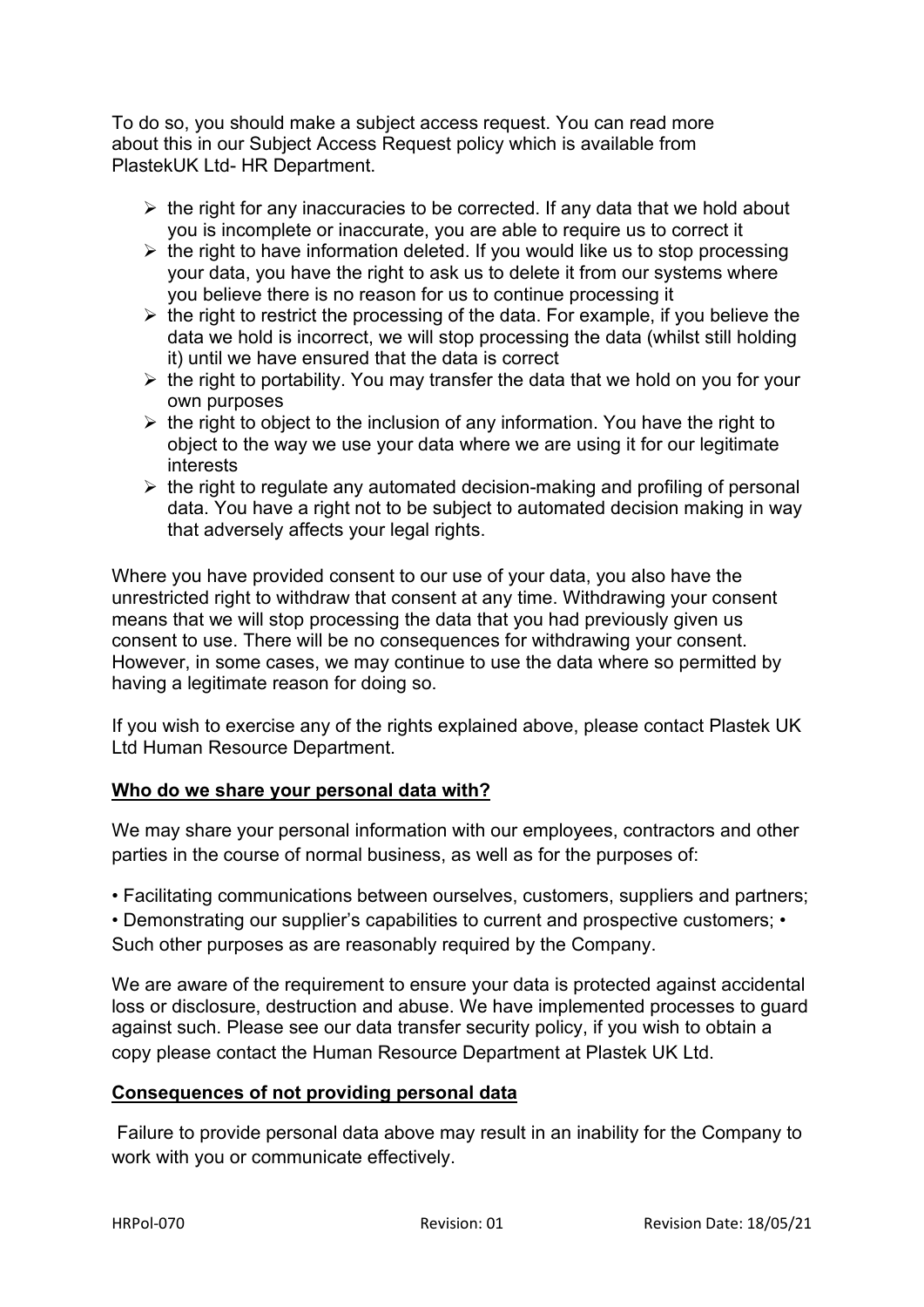To do so, you should make a subject access request. You can read more about this in our Subject Access Request policy which is available from PlastekUK Ltd- HR Department.

- the right for any inaccuracies to be corrected. If any data that we hold about you is incomplete or inaccurate, you are able to require us to correct it
- the right to have information deleted. If you would like us to stop processing your data, you have the right to ask us to delete it from our systems where you believe there is no reason for us to continue processing it
- the right to restrict the processing of the data. For example, if you believe the data we hold is incorrect, we will stop processing the data (whilst still holding it) until we have ensured that the data is correct
- the right to portability. You may transfer the data that we hold on you for your own purposes
- the right to object to the inclusion of any information. You have the right to object to the way we use your data where we are using it for our legitimate interests
- the right to regulate any automated decision-making and profiling of personal data. You have a right not to be subject to automated decision making in way that adversely affects your legal rights.

Where you have provided consent to our use of your data, you also have the unrestricted right to withdraw that consent at any time. Withdrawing your consent means that we will stop processing the data that you had previously given us consent to use. There will be no consequences for withdrawing your consent. However, in some cases, we may continue to use the data where so permitted by having a legitimate reason for doing so.

If you wish to exercise any of the rights explained above, please contact Plastek UK Ltd Human Resource Department.

## Who do we share your personal data with?

We may share your personal information with our employees, contractors and other parties in the course of normal business, as well as for the purposes of:

- Facilitating communications between ourselves, customers, suppliers and partners;
- Demonstrating our supplier's capabilities to current and prospective customers;
- Such other purposes as are reasonably required by the Company.

We are aware of the requirement to ensure your data is protected against accidental loss or disclosure, destruction and abuse. We have implemented processes to guard against such. Please see our data transfer security policy, if you wish to obtain a copy please contact the Human Resource Department at Plastek UK Ltd.

## Consequences of not providing personal data

Failure to provide personal data above may result in an inability for the Company to work with you or communicate effectively.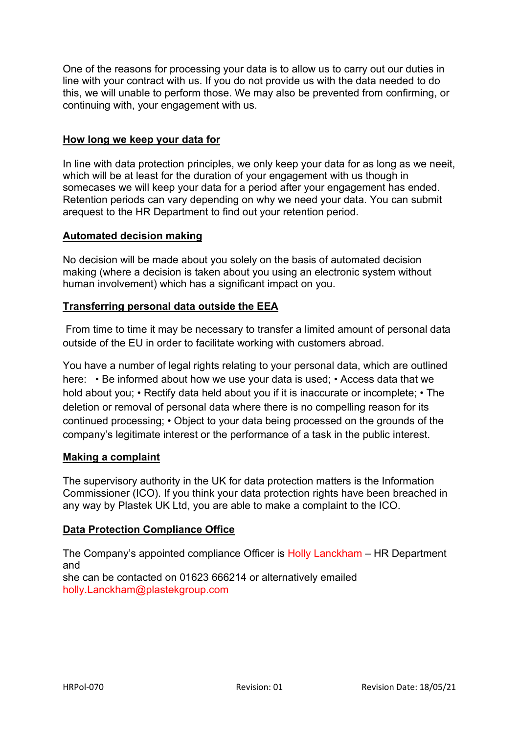One of the reasons for processing your data is to allow us to carry out our duties in line with your contract with us. If you do not provide us with the data needed to do this, we will unable to perform those. We may also be prevented from confirming, or continuing with, your engagement with us.

## How long we keep your data for

In line with data protection principles, we only keep your data for as long as we neeit, which will be at least for the duration of your engagement with us though in somecases we will keep your data for a period after your engagement has ended. Retention periods can vary depending on why we need your data. You can submit arequest to the HR Department to find out your retention period.

## Automated decision making

No decision will be made about you solely on the basis of automated decision making (where a decision is taken about you using an electronic system without human involvement) which has a significant impact on you.

## Transferring personal data outside the EEA

From time to time it may be necessary to transfer a limited amount of personal data outside of the EU in order to facilitate working with customers abroad.

You have a number of legal rights relating to your personal data, which are outlined here: • Be informed about how we use your data is used; • Access data that we hold about you; • Rectify data held about you if it is inaccurate or incomplete; • The deletion or removal of personal data where there is no compelling reason for its continued processing; • Object to your data being processed on the grounds of the company's legitimate interest or the performance of a task in the public interest.

## Making a complaint

The supervisory authority in the UK for data protection matters is the Information Commissioner (ICO). If you think your data protection rights have been breached in any way by Plastek UK Ltd, you are able to make a complaint to the ICO.

## Data Protection Compliance Office

The Company's appointed compliance Officer is Holly Lanckham – HR Department and
she can be contacted on 01623 666214 or alternatively emailed holly.Lanckham@plastekgroup.com

HRPol-070 Revision: 01 Revision Date: 18/05/21